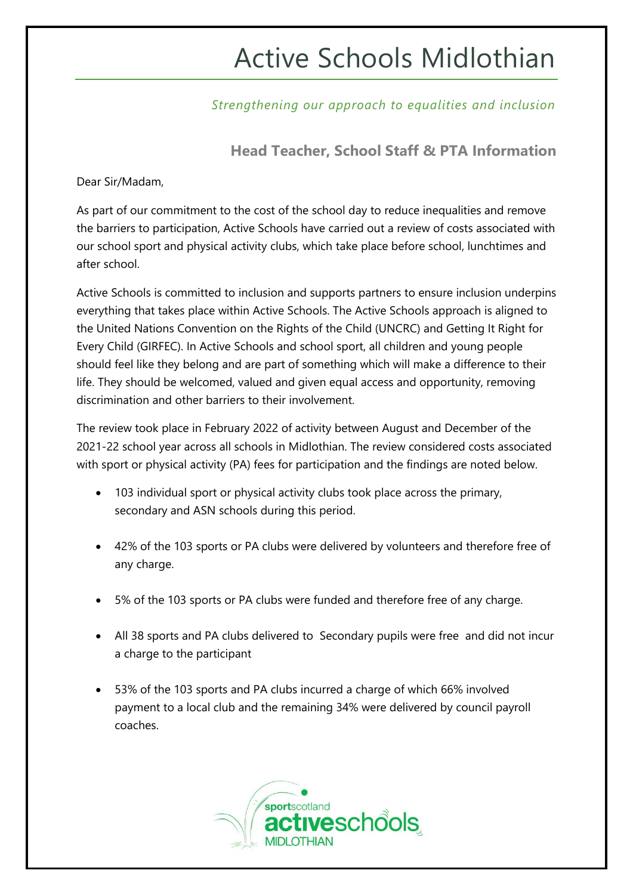# Active Schools Midlothian

*Strengthening our approach to equalities and inclusion*

## Head Teacher, School Staff & PTA Information

Dear Sir/Madam,

As part of our commitment to the cost of the school day to reduce inequalities and remove the barriers to participation, Active Schools have carried out a review of costs associated with our school sport and physical activity clubs, which take place before school, lunchtimes and after school.

Active Schools is committed to inclusion and supports partners to ensure inclusion underpins everything that takes place within Active Schools. The Active Schools approach is aligned to the United Nations Convention on the Rights of the Child (UNCRC) and Getting It Right for Every Child (GIRFEC). In Active Schools and school sport, all children and young people should feel like they belong and are part of something which will make a difference to their life. They should be welcomed, valued and given equal access and opportunity, removing discrimination and other barriers to their involvement.

The review took place in February 2022 of activity between August and December of the 2021-22 school year across all schools in Midlothian. The review considered costs associated with sport or physical activity (PA) fees for participation and the findings are noted below.

- 103 individual sport or physical activity clubs took place across the primary, secondary and ASN schools during this period.
- 42% of the 103 sports or PA clubs were delivered by volunteers and therefore free of any charge.
- 5% of the 103 sports or PA clubs were funded and therefore free of any charge.
- All 38 sports and PA clubs delivered to Secondary pupils were free and did not incur a charge to the participant
- 53% of the 103 sports and PA clubs incurred a charge of which 66% involved payment to a local club and the remaining 34% were delivered by council payroll coaches.

sportscotland activeschools MIDLOTHIAN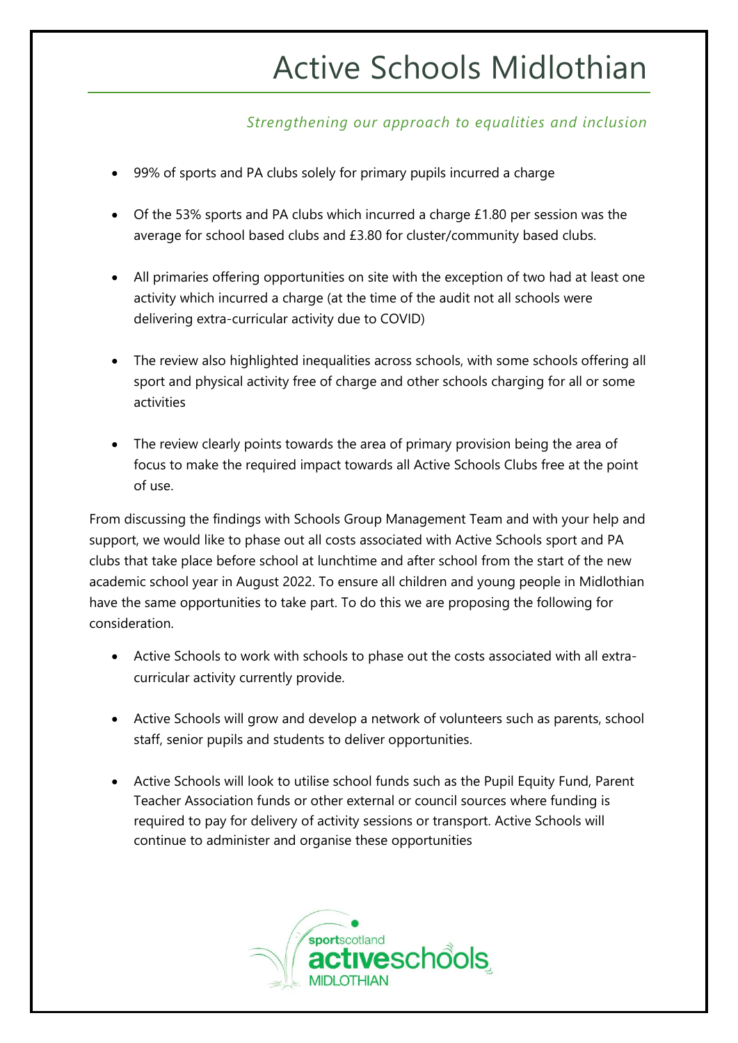# Active Schools Midlothian

*Strengthening our approach to equalities and inclusion*

- 99% of sports and PA clubs solely for primary pupils incurred a charge
- Of the 53% sports and PA clubs which incurred a charge £1.80 per session was the average for school based clubs and £3.80 for cluster/community based clubs.
- All primaries offering opportunities on site with the exception of two had at least one activity which incurred a charge (at the time of the audit not all schools were delivering extra-curricular activity due to COVID)
- The review also highlighted inequalities across schools, with some schools offering all sport and physical activity free of charge and other schools charging for all or some activities
- The review clearly points towards the area of primary provision being the area of focus to make the required impact towards all Active Schools Clubs free at the point of use.

From discussing the findings with Schools Group Management Team and with your help and support, we would like to phase out all costs associated with Active Schools sport and PA clubs that take place before school at lunchtime and after school from the start of the new academic school year in August 2022. To ensure all children and young people in Midlothian have the same opportunities to take part. To do this we are proposing the following for consideration.

- Active Schools to work with schools to phase out the costs associated with all extra-curricular activity currently provide.
- Active Schools will grow and develop a network of volunteers such as parents, school staff, senior pupils and students to deliver opportunities.
- Active Schools will look to utilise school funds such as the Pupil Equity Fund, Parent Teacher Association funds or other external or council sources where funding is required to pay for delivery of activity sessions or transport. Active Schools will continue to administer and organise these opportunities

sportscotland activeschools MIDLOTHIAN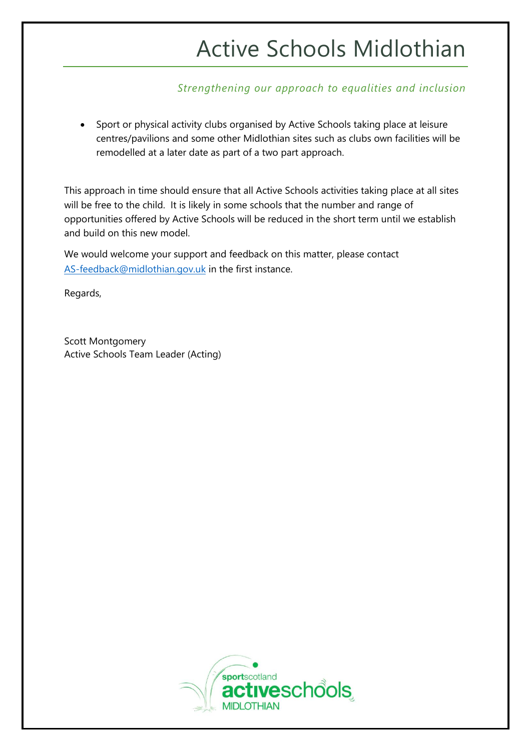# Active Schools Midlothian

*Strengthening our approach to equalities and inclusion*

- Sport or physical activity clubs organised by Active Schools taking place at leisure centres/pavilions and some other Midlothian sites such as clubs own facilities will be remodelled at a later date as part of a two part approach.

This approach in time should ensure that all Active Schools activities taking place at all sites will be free to the child. It is likely in some schools that the number and range of opportunities offered by Active Schools will be reduced in the short term until we establish and build on this new model.

We would welcome your support and feedback on this matter, please contact AS-feedback@midlothian.gov.uk in the first instance.

Regards,

Scott Montgomery
Active Schools Team Leader (Acting)

sportscotland activeschools MIDLOTHIAN